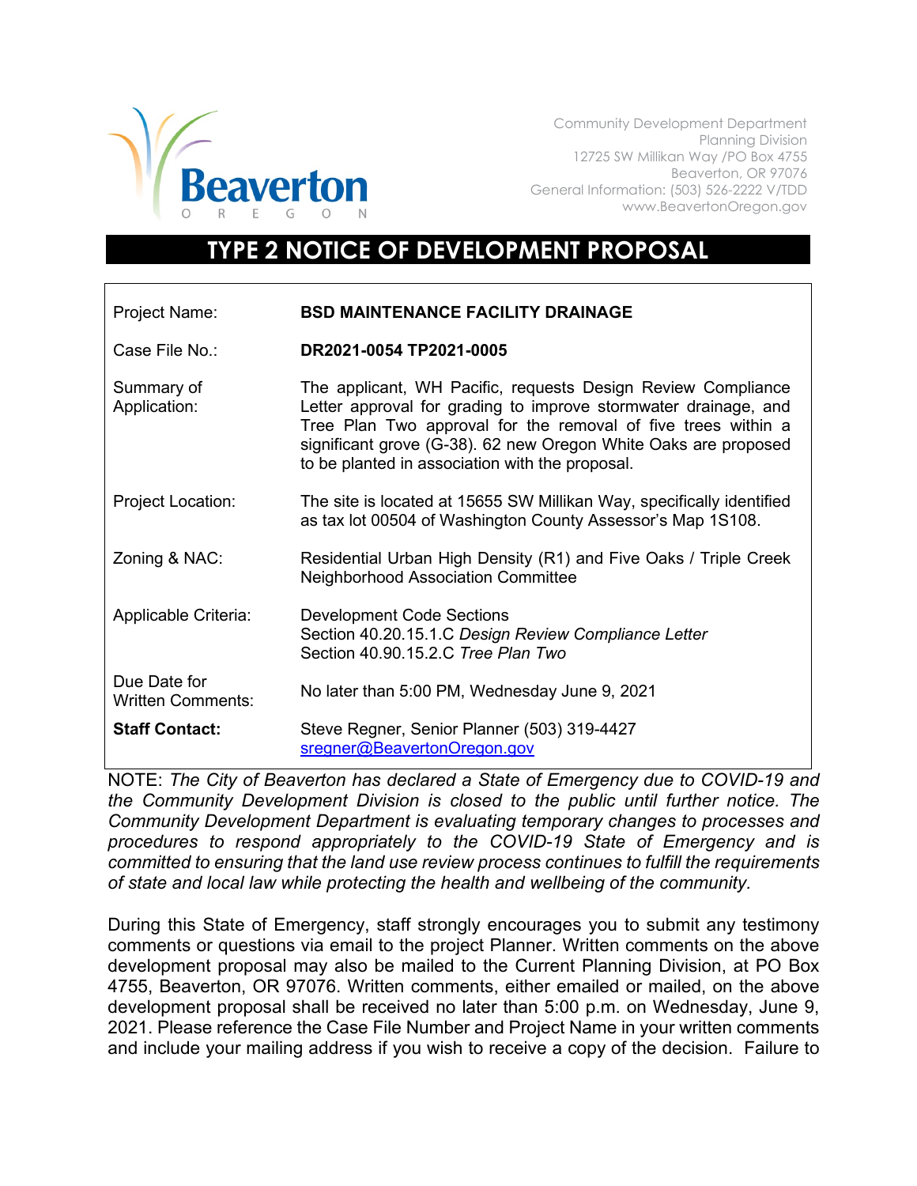Community Development Department
Planning Division
12725 SW Millikan Way /PO Box 4755
Beaverton, OR 97076
General Information: (503) 526-2222 V/TDD
www.BeavertonOregon.gov

# TYPE 2 NOTICE OF DEVELOPMENT PROPOSAL

| | |
|---|---|
| Project Name: | **BSD MAINTENANCE FACILITY DRAINAGE** |
| Case File No.: | **DR2021-0054 TP2021-0005** |
| Summary of Application: | The applicant, WH Pacific, requests Design Review Compliance Letter approval for grading to improve stormwater drainage, and Tree Plan Two approval for the removal of five trees within a significant grove (G-38). 62 new Oregon White Oaks are proposed to be planted in association with the proposal. |
| Project Location: | The site is located at 15655 SW Millikan Way, specifically identified as tax lot 00504 of Washington County Assessor's Map 1S108. |
| Zoning & NAC: | Residential Urban High Density (R1) and Five Oaks / Triple Creek Neighborhood Association Committee |
| Applicable Criteria: | Development Code Sections<br>Section 40.20.15.1.C *Design Review Compliance Letter*<br>Section 40.90.15.2.C *Tree Plan Two* |
| Due Date for Written Comments: | No later than 5:00 PM, Wednesday June 9, 2021 |
| **Staff Contact:** | Steve Regner, Senior Planner (503) 319-4427<br>sregner@BeavertonOregon.gov |

NOTE: *The City of Beaverton has declared a State of Emergency due to COVID-19 and the Community Development Division is closed to the public until further notice. The Community Development Department is evaluating temporary changes to processes and procedures to respond appropriately to the COVID-19 State of Emergency and is committed to ensuring that the land use review process continues to fulfill the requirements of state and local law while protecting the health and wellbeing of the community.*

During this State of Emergency, staff strongly encourages you to submit any testimony comments or questions via email to the project Planner. Written comments on the above development proposal may also be mailed to the Current Planning Division, at PO Box 4755, Beaverton, OR 97076. Written comments, either emailed or mailed, on the above development proposal shall be received no later than 5:00 p.m. on Wednesday, June 9, 2021. Please reference the Case File Number and Project Name in your written comments and include your mailing address if you wish to receive a copy of the decision. Failure to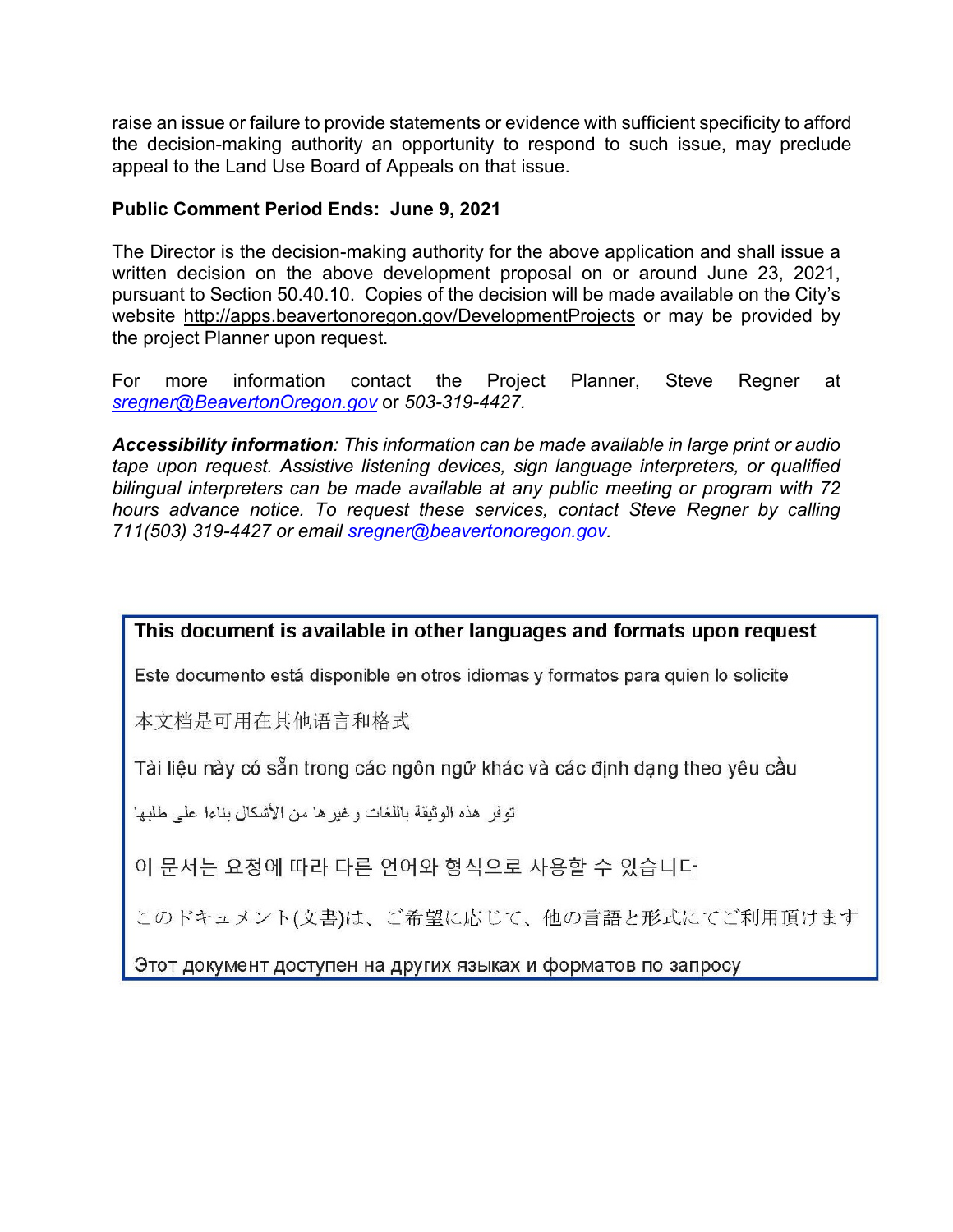raise an issue or failure to provide statements or evidence with sufficient specificity to afford the decision-making authority an opportunity to respond to such issue, may preclude appeal to the Land Use Board of Appeals on that issue.

**Public Comment Period Ends: June 9, 2021**

The Director is the decision-making authority for the above application and shall issue a written decision on the above development proposal on or around June 23, 2021, pursuant to Section 50.40.10. Copies of the decision will be made available on the City's website http://apps.beavertonoregon.gov/DevelopmentProjects or may be provided by the project Planner upon request.

For more information contact the Project Planner, Steve Regner at *sregner@BeavertonOregon.gov* or *503-319-4427.*

***Accessibility information**: This information can be made available in large print or audio tape upon request. Assistive listening devices, sign language interpreters, or qualified bilingual interpreters can be made available at any public meeting or program with 72 hours advance notice. To request these services, contact Steve Regner by calling 711(503) 319-4427 or email sregner@beavertonoregon.gov.*

**This document is available in other languages and formats upon request**

Este documento está disponible en otros idiomas y formatos para quien lo solicite

本文档是可用在其他语言和格式

Tài liệu này có sẵn trong các ngôn ngữ khác và các định dạng theo yêu cầu

توفر هذه الوثيقة باللغات وغيرها من الأشكال بناءا على طلبها

이 문서는 요청에 따라 다른 언어와 형식으로 사용할 수 있습니다

このドキュメント(文書)は、ご希望に応じて、他の言語と形式にてご利用頂けます

Этот документ доступен на других языках и форматов по запросу